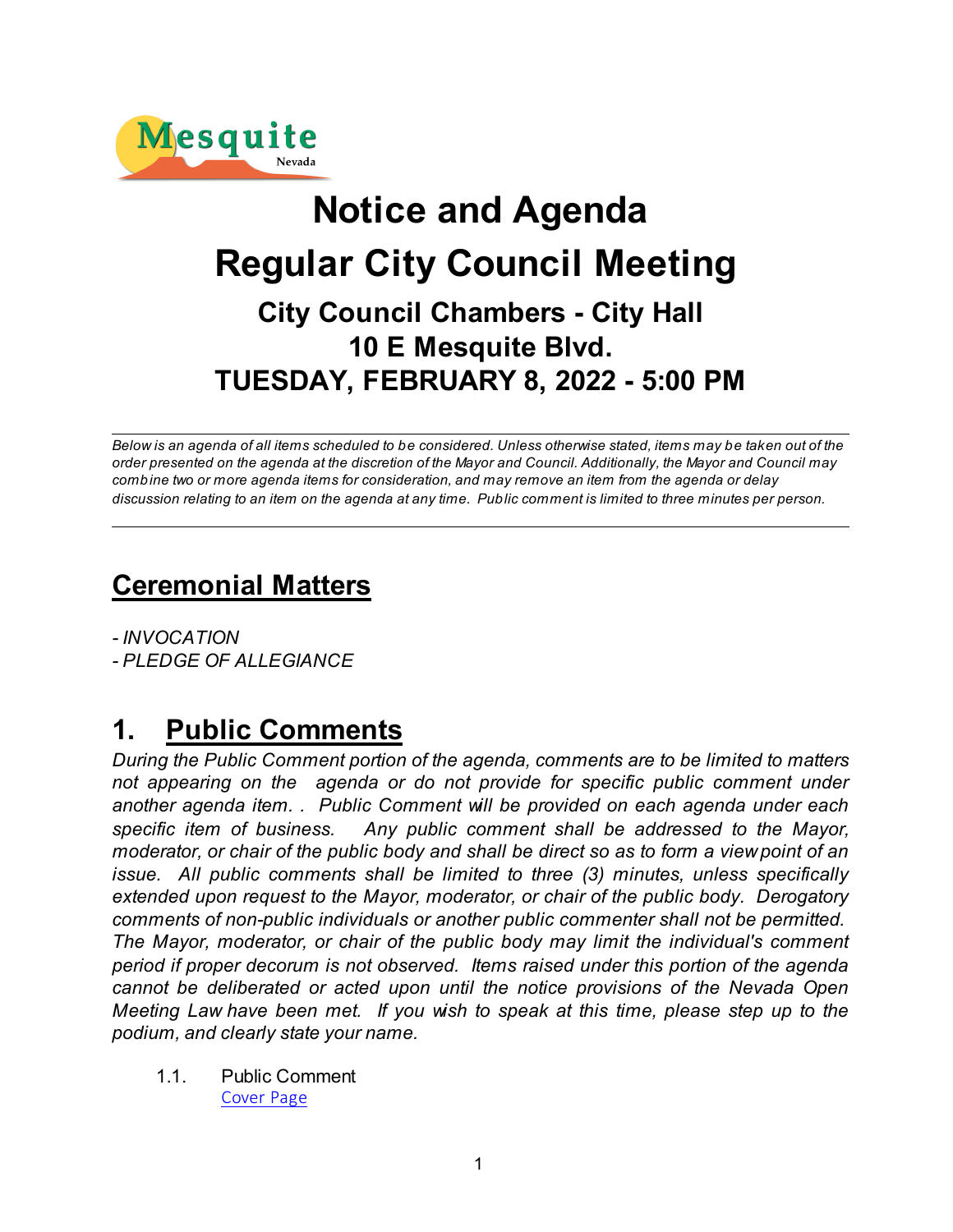Mesquite Nevada

# Notice and Agenda

# Regular City Council Meeting

## City Council Chambers - City Hall
## 10 E Mesquite Blvd.
## TUESDAY, FEBRUARY 8, 2022 - 5:00 PM

---

*Below is an agenda of all items scheduled to be considered. Unless otherwise stated, items may be taken out of the order presented on the agenda at the discretion of the Mayor and Council. Additionally, the Mayor and Council may combine two or more agenda items for consideration, and may remove an item from the agenda or delay discussion relating to an item on the agenda at any time. Public comment is limited to three minutes per person.*

---

## Ceremonial Matters

*- INVOCATION*
*- PLEDGE OF ALLEGIANCE*

## 1. Public Comments

*During the Public Comment portion of the agenda, comments are to be limited to matters not appearing on the agenda or do not provide for specific public comment under another agenda item. . Public Comment will be provided on each agenda under each specific item of business. Any public comment shall be addressed to the Mayor, moderator, or chair of the public body and shall be direct so as to form a viewpoint of an issue. All public comments shall be limited to three (3) minutes, unless specifically extended upon request to the Mayor, moderator, or chair of the public body. Derogatory comments of non-public individuals or another public commenter shall not be permitted. The Mayor, moderator, or chair of the public body may limit the individual's comment period if proper decorum is not observed. Items raised under this portion of the agenda cannot be deliberated or acted upon until the notice provisions of the Nevada Open Meeting Law have been met. If you wish to speak at this time, please step up to the podium, and clearly state your name.*

1.1. Public Comment
Cover Page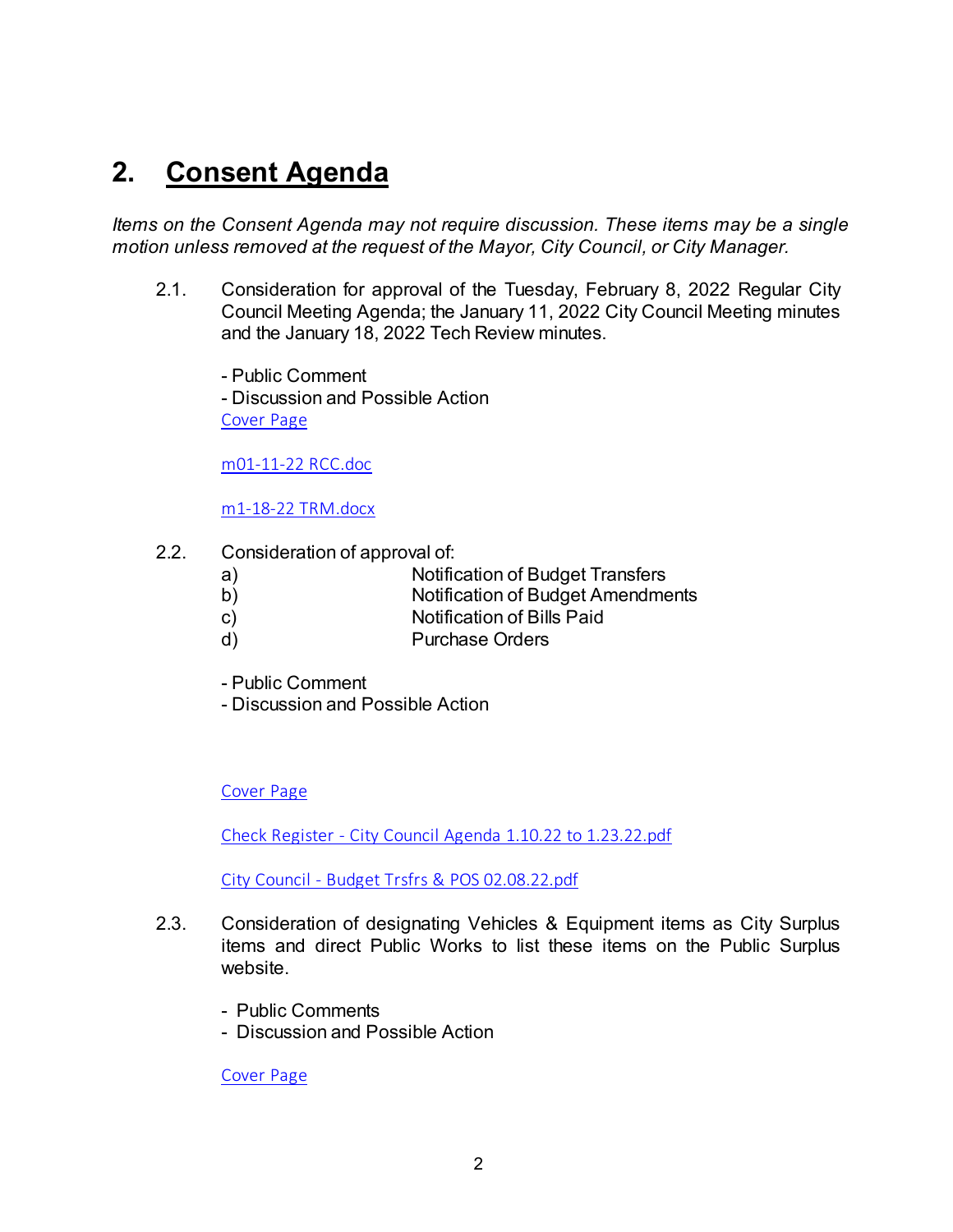# 2. <u>Consent Agenda</u>

*Items on the Consent Agenda may not require discussion. These items may be a single motion unless removed at the request of the Mayor, City Council, or City Manager.*

2.1. Consideration for approval of the Tuesday, February 8, 2022 Regular City Council Meeting Agenda; the January 11, 2022 City Council Meeting minutes and the January 18, 2022 Tech Review minutes.

- Public Comment
- Discussion and Possible Action

Cover Page

m01-11-22 RCC.doc

m1-18-22 TRM.docx

2.2. Consideration of approval of:

a) Notification of Budget Transfers
b) Notification of Budget Amendments
c) Notification of Bills Paid
d) Purchase Orders

- Public Comment
- Discussion and Possible Action

Cover Page

Check Register - City Council Agenda 1.10.22 to 1.23.22.pdf

City Council - Budget Trsfrs & POS 02.08.22.pdf

2.3. Consideration of designating Vehicles & Equipment items as City Surplus items and direct Public Works to list these items on the Public Surplus website.

- Public Comments
- Discussion and Possible Action

Cover Page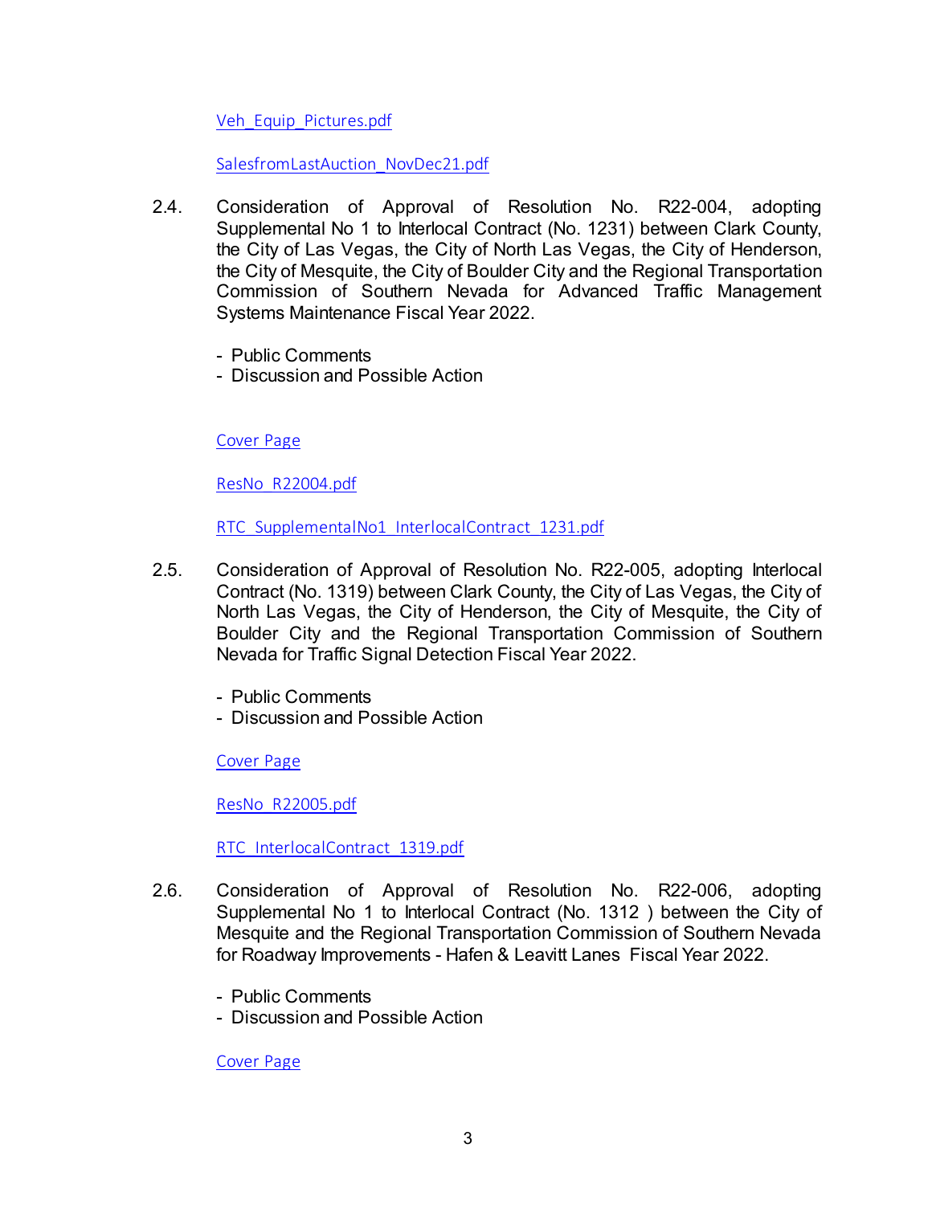Veh_Equip_Pictures.pdf

SalesfromLastAuction_NovDec21.pdf

2.4. Consideration of Approval of Resolution No. R22-004, adopting Supplemental No 1 to Interlocal Contract (No. 1231) between Clark County, the City of Las Vegas, the City of North Las Vegas, the City of Henderson, the City of Mesquite, the City of Boulder City and the Regional Transportation Commission of Southern Nevada for Advanced Traffic Management Systems Maintenance Fiscal Year 2022.

- Public Comments
- Discussion and Possible Action

Cover Page

ResNo_R22004.pdf

RTC_SupplementalNo1_InterlocalContract_1231.pdf

2.5. Consideration of Approval of Resolution No. R22-005, adopting Interlocal Contract (No. 1319) between Clark County, the City of Las Vegas, the City of North Las Vegas, the City of Henderson, the City of Mesquite, the City of Boulder City and the Regional Transportation Commission of Southern Nevada for Traffic Signal Detection Fiscal Year 2022.

- Public Comments
- Discussion and Possible Action

Cover Page

ResNo_R22005.pdf

RTC_InterlocalContract_1319.pdf

2.6. Consideration of Approval of Resolution No. R22-006, adopting Supplemental No 1 to Interlocal Contract (No. 1312 ) between the City of Mesquite and the Regional Transportation Commission of Southern Nevada for Roadway Improvements - Hafen & Leavitt Lanes Fiscal Year 2022.

- Public Comments
- Discussion and Possible Action

Cover Page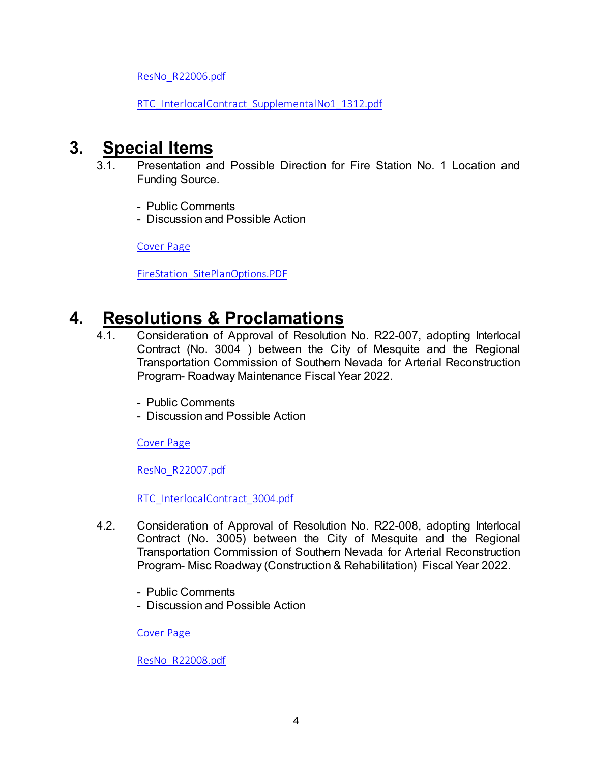ResNo_R22006.pdf

RTC_InterlocalContract_SupplementalNo1_1312.pdf

# 3. Special Items

3.1. Presentation and Possible Direction for Fire Station No. 1 Location and Funding Source.

- Public Comments
- Discussion and Possible Action

Cover Page

FireStation_SitePlanOptions.PDF

# 4. Resolutions & Proclamations

4.1. Consideration of Approval of Resolution No. R22-007, adopting Interlocal Contract (No. 3004 ) between the City of Mesquite and the Regional Transportation Commission of Southern Nevada for Arterial Reconstruction Program- Roadway Maintenance Fiscal Year 2022.

- Public Comments
- Discussion and Possible Action

Cover Page

ResNo_R22007.pdf

RTC_InterlocalContract_3004.pdf

4.2. Consideration of Approval of Resolution No. R22-008, adopting Interlocal Contract (No. 3005) between the City of Mesquite and the Regional Transportation Commission of Southern Nevada for Arterial Reconstruction Program- Misc Roadway (Construction & Rehabilitation) Fiscal Year 2022.

- Public Comments
- Discussion and Possible Action

Cover Page

ResNo_R22008.pdf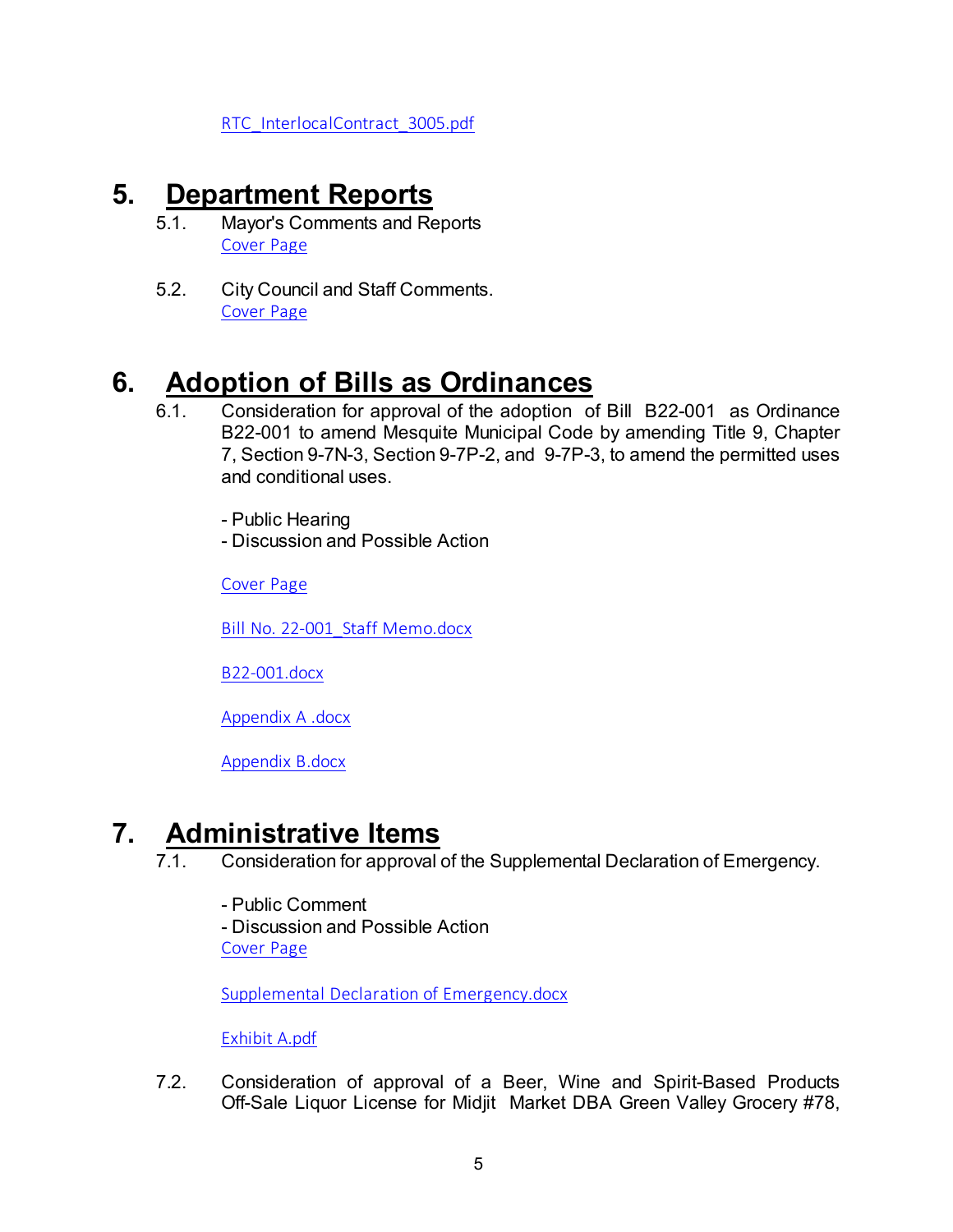RTC_InterlocalContract_3005.pdf

# 5. Department Reports

5.1. Mayor's Comments and Reports
Cover Page

5.2. City Council and Staff Comments.
Cover Page

# 6. Adoption of Bills as Ordinances

6.1. Consideration for approval of the adoption of Bill B22-001 as Ordinance B22-001 to amend Mesquite Municipal Code by amending Title 9, Chapter 7, Section 9-7N-3, Section 9-7P-2, and 9-7P-3, to amend the permitted uses and conditional uses.

- Public Hearing
- Discussion and Possible Action

Cover Page

Bill No. 22-001_Staff Memo.docx

B22-001.docx

Appendix A .docx

Appendix B.docx

# 7. Administrative Items

7.1. Consideration for approval of the Supplemental Declaration of Emergency.

- Public Comment
- Discussion and Possible Action

Cover Page

Supplemental Declaration of Emergency.docx

Exhibit A.pdf

7.2. Consideration of approval of a Beer, Wine and Spirit-Based Products Off-Sale Liquor License for Midjit Market DBA Green Valley Grocery #78,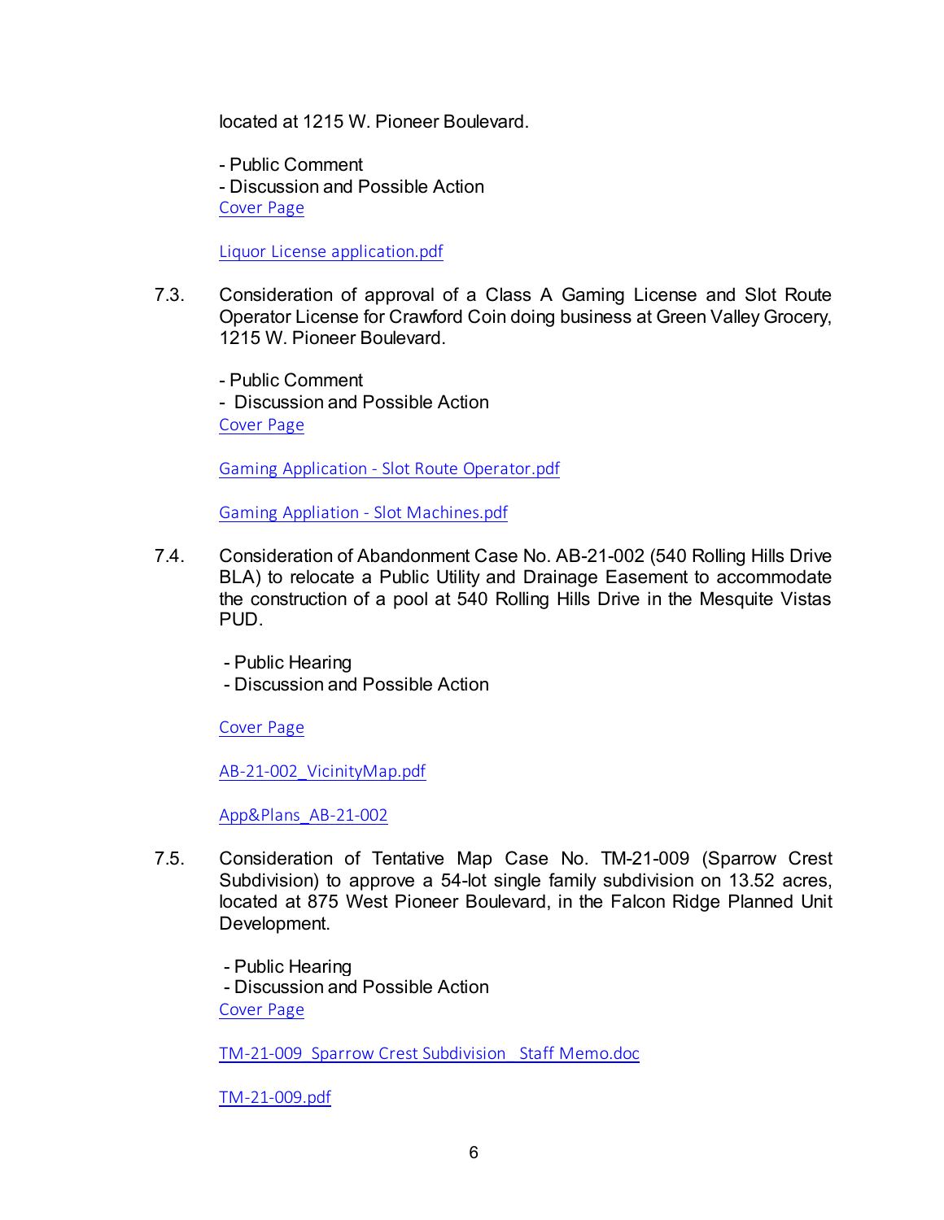located at 1215 W. Pioneer Boulevard.

- Public Comment
- Discussion and Possible Action

Cover Page

Liquor License application.pdf

7.3. Consideration of approval of a Class A Gaming License and Slot Route Operator License for Crawford Coin doing business at Green Valley Grocery, 1215 W. Pioneer Boulevard.

- Public Comment
- Discussion and Possible Action

Cover Page

Gaming Application - Slot Route Operator.pdf

Gaming Appliation - Slot Machines.pdf

7.4. Consideration of Abandonment Case No. AB-21-002 (540 Rolling Hills Drive BLA) to relocate a Public Utility and Drainage Easement to accommodate the construction of a pool at 540 Rolling Hills Drive in the Mesquite Vistas PUD.

- Public Hearing
- Discussion and Possible Action

Cover Page

AB-21-002_VicinityMap.pdf

App&Plans_AB-21-002

7.5. Consideration of Tentative Map Case No. TM-21-009 (Sparrow Crest Subdivision) to approve a 54-lot single family subdivision on 13.52 acres, located at 875 West Pioneer Boulevard, in the Falcon Ridge Planned Unit Development.

- Public Hearing
- Discussion and Possible Action

Cover Page

TM-21-009 Sparrow Crest Subdivision Staff Memo.doc

TM-21-009.pdf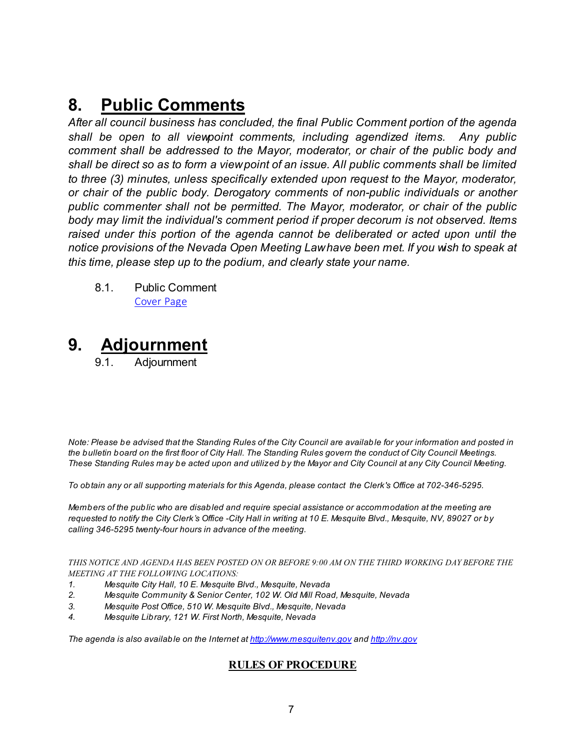## 8. Public Comments

*After all council business has concluded, the final Public Comment portion of the agenda shall be open to all viewpoint comments, including agendized items. Any public comment shall be addressed to the Mayor, moderator, or chair of the public body and shall be direct so as to form a viewpoint of an issue. All public comments shall be limited to three (3) minutes, unless specifically extended upon request to the Mayor, moderator, or chair of the public body. Derogatory comments of non-public individuals or another public commenter shall not be permitted. The Mayor, moderator, or chair of the public body may limit the individual's comment period if proper decorum is not observed. Items raised under this portion of the agenda cannot be deliberated or acted upon until the notice provisions of the Nevada Open Meeting Law have been met. If you wish to speak at this time, please step up to the podium, and clearly state your name.*

8.1. Public Comment
Cover Page

## 9. Adjournment

9.1. Adjournment

*Note: Please be advised that the Standing Rules of the City Council are available for your information and posted in the bulletin board on the first floor of City Hall. The Standing Rules govern the conduct of City Council Meetings. These Standing Rules may be acted upon and utilized by the Mayor and City Council at any City Council Meeting.*

*To obtain any or all supporting materials for this Agenda, please contact the Clerk's Office at 702-346-5295.*

*Members of the public who are disabled and require special assistance or accommodation at the meeting are requested to notify the City Clerk's Office -City Hall in writing at 10 E. Mesquite Blvd., Mesquite, NV, 89027 or by calling 346-5295 twenty-four hours in advance of the meeting.*

*THIS NOTICE AND AGENDA HAS BEEN POSTED ON OR BEFORE 9:00 AM ON THE THIRD WORKING DAY BEFORE THE MEETING AT THE FOLLOWING LOCATIONS:*

1. *Mesquite City Hall, 10 E. Mesquite Blvd., Mesquite, Nevada*
2. *Mesquite Community & Senior Center, 102 W. Old Mill Road, Mesquite, Nevada*
3. *Mesquite Post Office, 510 W. Mesquite Blvd., Mesquite, Nevada*
4. *Mesquite Library, 121 W. First North, Mesquite, Nevada*

*The agenda is also available on the Internet at http://www.mesquitenv.gov and http://nv.gov*

**RULES OF PROCEDURE**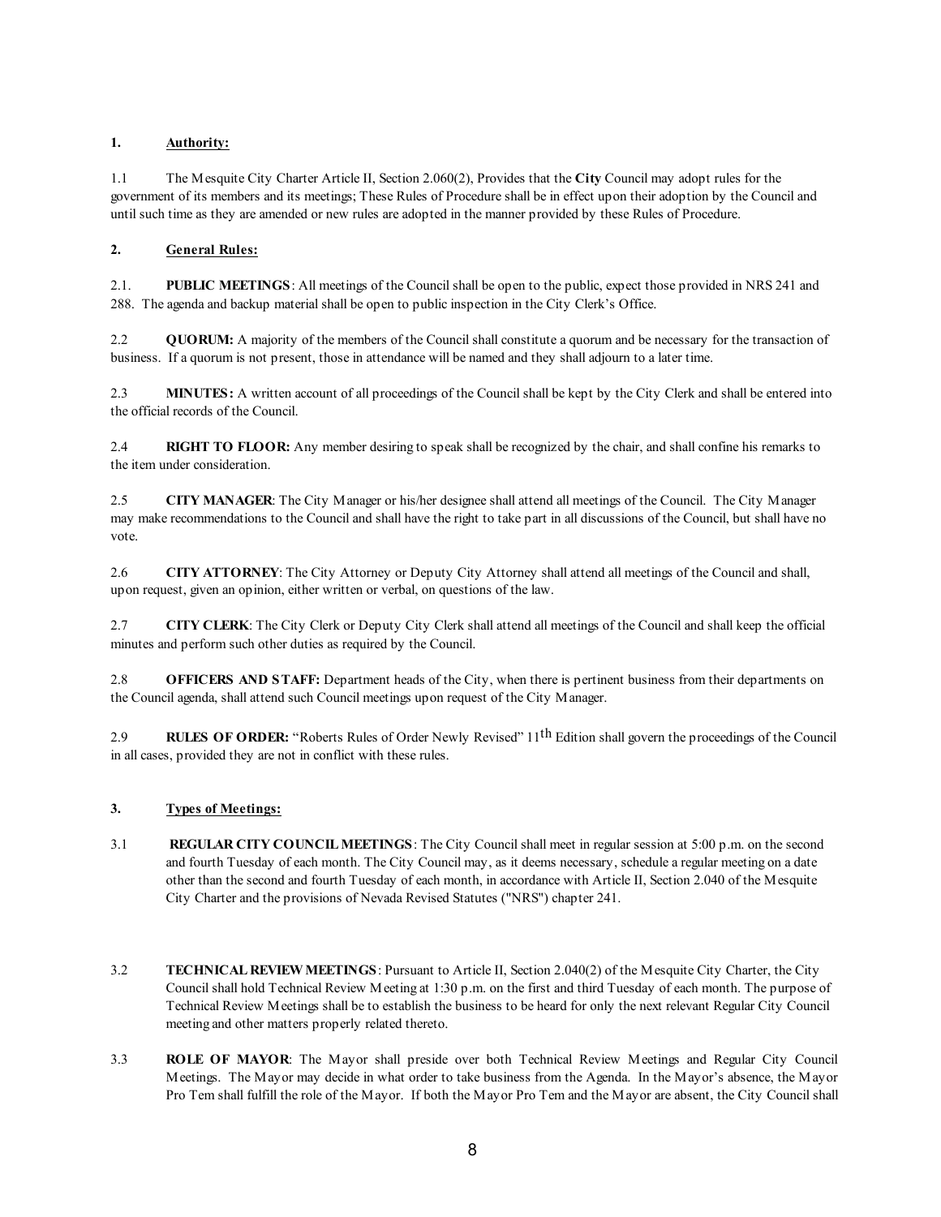**1. Authority:**

1.1 The Mesquite City Charter Article II, Section 2.060(2), Provides that the **City** Council may adopt rules for the government of its members and its meetings; These Rules of Procedure shall be in effect upon their adoption by the Council and until such time as they are amended or new rules are adopted in the manner provided by these Rules of Procedure.

**2. General Rules:**

2.1. **PUBLIC MEETINGS**: All meetings of the Council shall be open to the public, expect those provided in NRS 241 and 288. The agenda and backup material shall be open to public inspection in the City Clerk's Office.

2.2 **QUORUM:** A majority of the members of the Council shall constitute a quorum and be necessary for the transaction of business. If a quorum is not present, those in attendance will be named and they shall adjourn to a later time.

2.3 **MINUTES:** A written account of all proceedings of the Council shall be kept by the City Clerk and shall be entered into the official records of the Council.

2.4 **RIGHT TO FLOOR:** Any member desiring to speak shall be recognized by the chair, and shall confine his remarks to the item under consideration.

2.5 **CITY MANAGER**: The City Manager or his/her designee shall attend all meetings of the Council. The City Manager may make recommendations to the Council and shall have the right to take part in all discussions of the Council, but shall have no vote.

2.6 **CITY ATTORNEY**: The City Attorney or Deputy City Attorney shall attend all meetings of the Council and shall, upon request, given an opinion, either written or verbal, on questions of the law.

2.7 **CITY CLERK**: The City Clerk or Deputy City Clerk shall attend all meetings of the Council and shall keep the official minutes and perform such other duties as required by the Council.

2.8 **OFFICERS AND STAFF:** Department heads of the City, when there is pertinent business from their departments on the Council agenda, shall attend such Council meetings upon request of the City Manager.

2.9 **RULES OF ORDER:** "Roberts Rules of Order Newly Revised" 11th Edition shall govern the proceedings of the Council in all cases, provided they are not in conflict with these rules.

**3. Types of Meetings:**

3.1 **REGULAR CITY COUNCIL MEETINGS**: The City Council shall meet in regular session at 5:00 p.m. on the second and fourth Tuesday of each month. The City Council may, as it deems necessary, schedule a regular meeting on a date other than the second and fourth Tuesday of each month, in accordance with Article II, Section 2.040 of the Mesquite City Charter and the provisions of Nevada Revised Statutes ("NRS") chapter 241.

3.2 **TECHNICAL REVIEW MEETINGS**: Pursuant to Article II, Section 2.040(2) of the Mesquite City Charter, the City Council shall hold Technical Review Meeting at 1:30 p.m. on the first and third Tuesday of each month. The purpose of Technical Review Meetings shall be to establish the business to be heard for only the next relevant Regular City Council meeting and other matters properly related thereto.

3.3 **ROLE OF MAYOR**: The Mayor shall preside over both Technical Review Meetings and Regular City Council Meetings. The Mayor may decide in what order to take business from the Agenda. In the Mayor's absence, the Mayor Pro Tem shall fulfill the role of the Mayor. If both the Mayor Pro Tem and the Mayor are absent, the City Council shall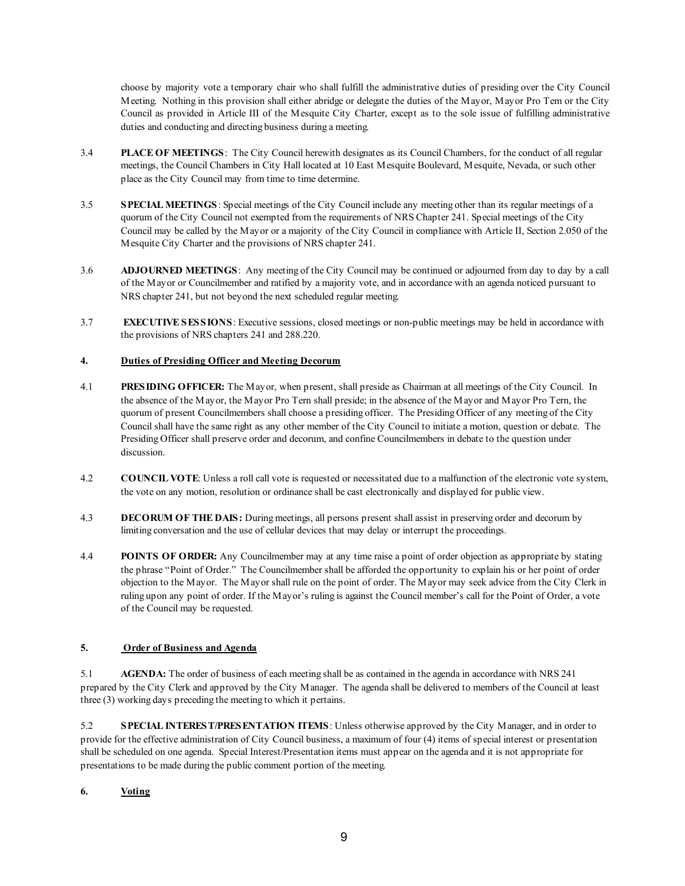choose by majority vote a temporary chair who shall fulfill the administrative duties of presiding over the City Council Meeting. Nothing in this provision shall either abridge or delegate the duties of the Mayor, Mayor Pro Tem or the City Council as provided in Article III of the Mesquite City Charter, except as to the sole issue of fulfilling administrative duties and conducting and directing business during a meeting.

3.4 **PLACE OF MEETINGS**: The City Council herewith designates as its Council Chambers, for the conduct of all regular meetings, the Council Chambers in City Hall located at 10 East Mesquite Boulevard, Mesquite, Nevada, or such other place as the City Council may from time to time determine.

3.5 **SPECIAL MEETINGS**: Special meetings of the City Council include any meeting other than its regular meetings of a quorum of the City Council not exempted from the requirements of NRS Chapter 241. Special meetings of the City Council may be called by the Mayor or a majority of the City Council in compliance with Article II, Section 2.050 of the Mesquite City Charter and the provisions of NRS chapter 241.

3.6 **ADJOURNED MEETINGS**: Any meeting of the City Council may be continued or adjourned from day to day by a call of the Mayor or Councilmember and ratified by a majority vote, and in accordance with an agenda noticed pursuant to NRS chapter 241, but not beyond the next scheduled regular meeting.

3.7 **EXECUTIVE SESSIONS**: Executive sessions, closed meetings or non-public meetings may be held in accordance with the provisions of NRS chapters 241 and 288.220.

## 4. Duties of Presiding Officer and Meeting Decorum

4.1 **PRESIDING OFFICER:** The Mayor, when present, shall preside as Chairman at all meetings of the City Council. In the absence of the Mayor, the Mayor Pro Tern shall preside; in the absence of the Mayor and Mayor Pro Tern, the quorum of present Councilmembers shall choose a presiding officer. The Presiding Officer of any meeting of the City Council shall have the same right as any other member of the City Council to initiate a motion, question or debate. The Presiding Officer shall preserve order and decorum, and confine Councilmembers in debate to the question under discussion.

4.2 **COUNCIL VOTE**: Unless a roll call vote is requested or necessitated due to a malfunction of the electronic vote system, the vote on any motion, resolution or ordinance shall be cast electronically and displayed for public view.

4.3 **DECORUM OF THE DAIS:** During meetings, all persons present shall assist in preserving order and decorum by limiting conversation and the use of cellular devices that may delay or interrupt the proceedings.

4.4 **POINTS OF ORDER:** Any Councilmember may at any time raise a point of order objection as appropriate by stating the phrase "Point of Order." The Councilmember shall be afforded the opportunity to explain his or her point of order objection to the Mayor. The Mayor shall rule on the point of order. The Mayor may seek advice from the City Clerk in ruling upon any point of order. If the Mayor's ruling is against the Council member's call for the Point of Order, a vote of the Council may be requested.

## 5. Order of Business and Agenda

5.1 **AGENDA:** The order of business of each meeting shall be as contained in the agenda in accordance with NRS 241 prepared by the City Clerk and approved by the City Manager. The agenda shall be delivered to members of the Council at least three (3) working days preceding the meeting to which it pertains.

5.2 **SPECIAL INTEREST/PRESENTATION ITEMS**: Unless otherwise approved by the City Manager, and in order to provide for the effective administration of City Council business, a maximum of four (4) items of special interest or presentation shall be scheduled on one agenda. Special Interest/Presentation items must appear on the agenda and it is not appropriate for presentations to be made during the public comment portion of the meeting.

## 6. Voting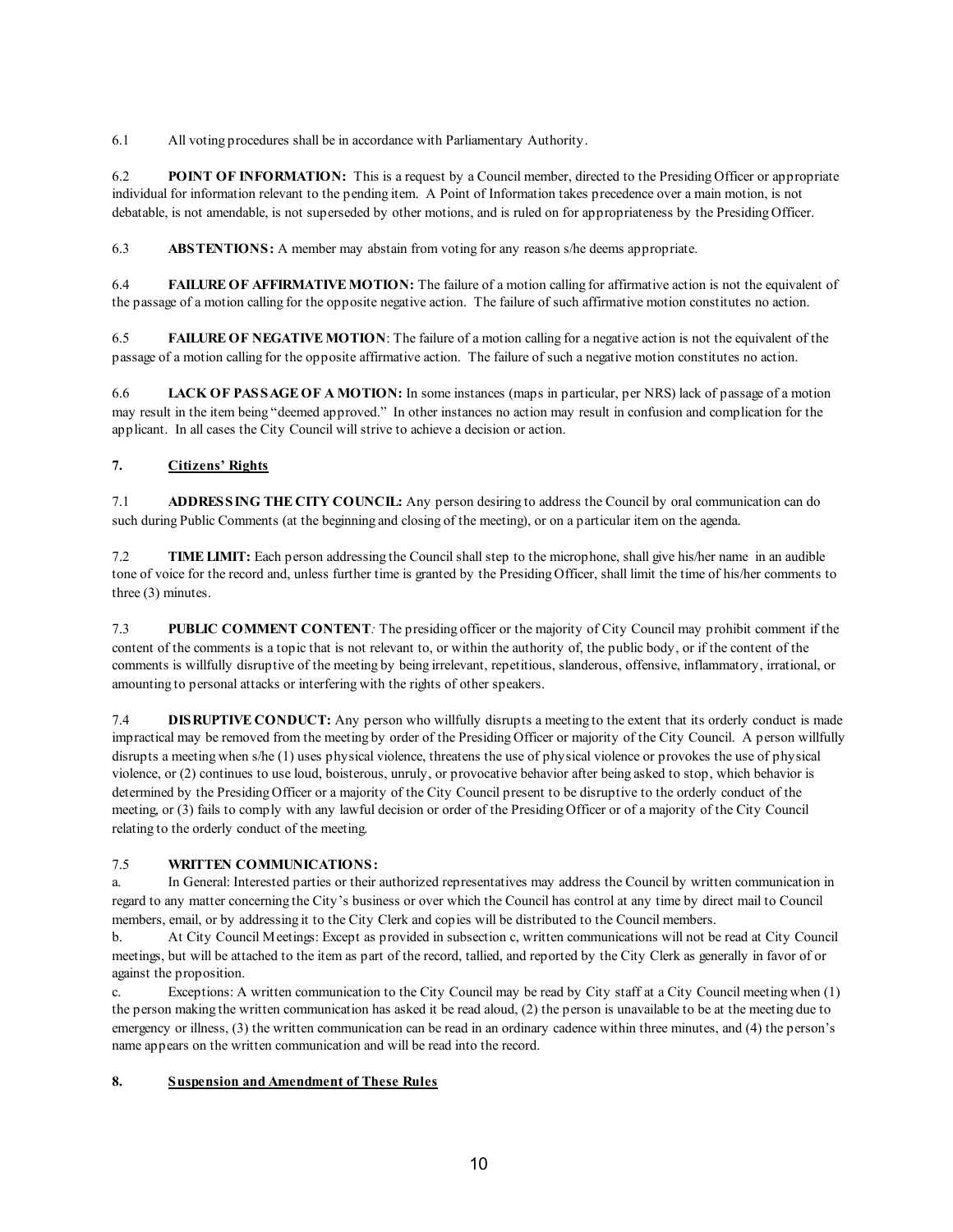6.1 All voting procedures shall be in accordance with Parliamentary Authority.

6.2 **POINT OF INFORMATION:** This is a request by a Council member, directed to the Presiding Officer or appropriate individual for information relevant to the pending item. A Point of Information takes precedence over a main motion, is not debatable, is not amendable, is not superseded by other motions, and is ruled on for appropriateness by the Presiding Officer.

6.3 **ABSTENTIONS:** A member may abstain from voting for any reason s/he deems appropriate.

6.4 **FAILURE OF AFFIRMATIVE MOTION:** The failure of a motion calling for affirmative action is not the equivalent of the passage of a motion calling for the opposite negative action. The failure of such affirmative motion constitutes no action.

6.5 **FAILURE OF NEGATIVE MOTION**: The failure of a motion calling for a negative action is not the equivalent of the passage of a motion calling for the opposite affirmative action. The failure of such a negative motion constitutes no action.

6.6 **LACK OF PASSAGE OF A MOTION:** In some instances (maps in particular, per NRS) lack of passage of a motion may result in the item being "deemed approved." In other instances no action may result in confusion and complication for the applicant. In all cases the City Council will strive to achieve a decision or action.

## 7. Citizens' Rights

7.1 **ADDRESSING THE CITY COUNCIL:** Any person desiring to address the Council by oral communication can do such during Public Comments (at the beginning and closing of the meeting), or on a particular item on the agenda.

7.2 **TIME LIMIT:** Each person addressing the Council shall step to the microphone, shall give his/her name in an audible tone of voice for the record and, unless further time is granted by the Presiding Officer, shall limit the time of his/her comments to three (3) minutes.

7.3 **PUBLIC COMMENT CONTENT***:* The presiding officer or the majority of City Council may prohibit comment if the content of the comments is a topic that is not relevant to, or within the authority of, the public body, or if the content of the comments is willfully disruptive of the meeting by being irrelevant, repetitious, slanderous, offensive, inflammatory, irrational, or amounting to personal attacks or interfering with the rights of other speakers.

7.4 **DISRUPTIVE CONDUCT:** Any person who willfully disrupts a meeting to the extent that its orderly conduct is made impractical may be removed from the meeting by order of the Presiding Officer or majority of the City Council. A person willfully disrupts a meeting when s/he (1) uses physical violence, threatens the use of physical violence or provokes the use of physical violence, or (2) continues to use loud, boisterous, unruly, or provocative behavior after being asked to stop, which behavior is determined by the Presiding Officer or a majority of the City Council present to be disruptive to the orderly conduct of the meeting, or (3) fails to comply with any lawful decision or order of the Presiding Officer or of a majority of the City Council relating to the orderly conduct of the meeting.

7.5 **WRITTEN COMMUNICATIONS:**

a. In General: Interested parties or their authorized representatives may address the Council by written communication in regard to any matter concerning the City's business or over which the Council has control at any time by direct mail to Council members, email, or by addressing it to the City Clerk and copies will be distributed to the Council members.

b. At City Council Meetings: Except as provided in subsection c, written communications will not be read at City Council meetings, but will be attached to the item as part of the record, tallied, and reported by the City Clerk as generally in favor of or against the proposition.

c. Exceptions: A written communication to the City Council may be read by City staff at a City Council meeting when (1) the person making the written communication has asked it be read aloud, (2) the person is unavailable to be at the meeting due to emergency or illness, (3) the written communication can be read in an ordinary cadence within three minutes, and (4) the person's name appears on the written communication and will be read into the record.

## 8. Suspension and Amendment of These Rules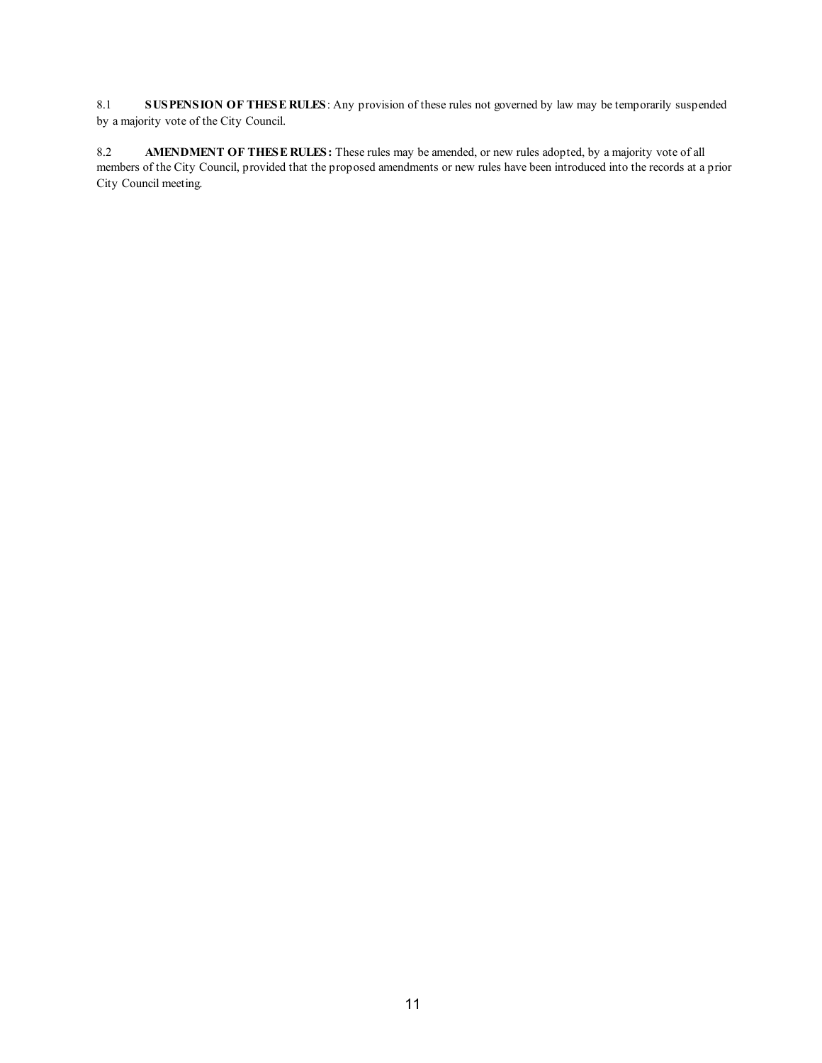8.1 **SUSPENSION OF THESE RULES**: Any provision of these rules not governed by law may be temporarily suspended by a majority vote of the City Council.

8.2 **AMENDMENT OF THESE RULES:** These rules may be amended, or new rules adopted, by a majority vote of all members of the City Council, provided that the proposed amendments or new rules have been introduced into the records at a prior City Council meeting.